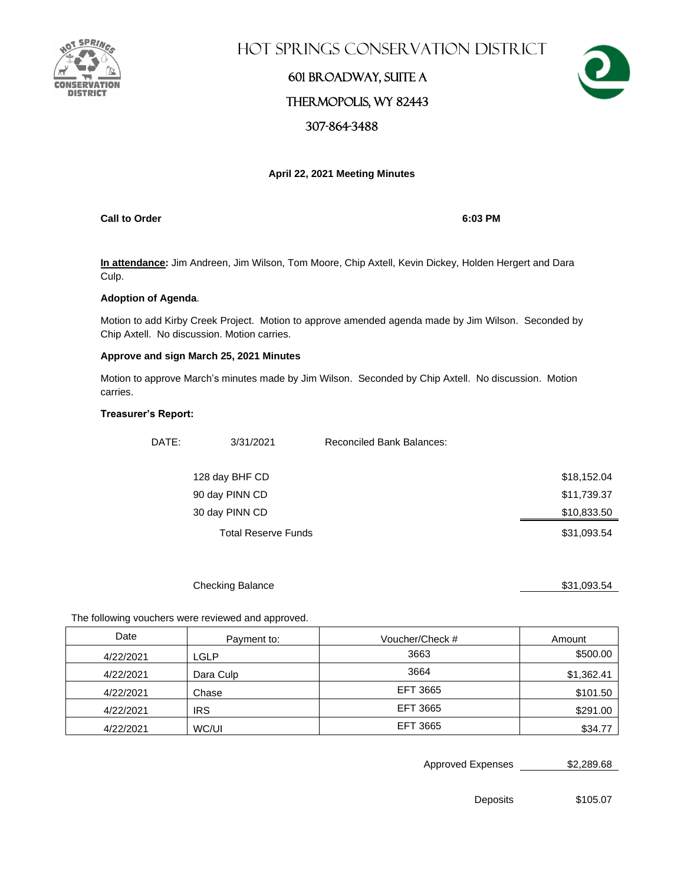# Hot Springs Conservation District

601 Broadway, Suite A

Thermopolis, WY 82443

307-864-3488

**April 22, 2021 Meeting Minutes**

**Call to Order** **6:03 PM**

**In attendance:** Jim Andreen, Jim Wilson, Tom Moore, Chip Axtell, Kevin Dickey, Holden Hergert and Dara Culp.

**Adoption of Agenda**.

Motion to add Kirby Creek Project. Motion to approve amended agenda made by Jim Wilson. Seconded by Chip Axtell. No discussion. Motion carries.

**Approve and sign March 25, 2021 Minutes**

Motion to approve March's minutes made by Jim Wilson. Seconded by Chip Axtell. No discussion. Motion carries.

**Treasurer's Report:**

DATE: 3/31/2021 Reconciled Bank Balances:

| | |
|---|---|
| 128 day BHF CD | $18,152.04 |
| 90 day PINN CD | $11,739.37 |
| 30 day PINN CD | $10,833.50 |
| Total Reserve Funds | $31,093.54 |
| Checking Balance | $31,093.54 |

The following vouchers were reviewed and approved.

| Date | Payment to: | Voucher/Check # | Amount |
|---|---|---|---|
| 4/22/2021 | LGLP | 3663 | $500.00 |
| 4/22/2021 | Dara Culp | 3664 | $1,362.41 |
| 4/22/2021 | Chase | EFT 3665 | $101.50 |
| 4/22/2021 | IRS | EFT 3665 | $291.00 |
| 4/22/2021 | WC/UI | EFT 3665 | $34.77 |

Approved Expenses $2,289.68

Deposits $105.07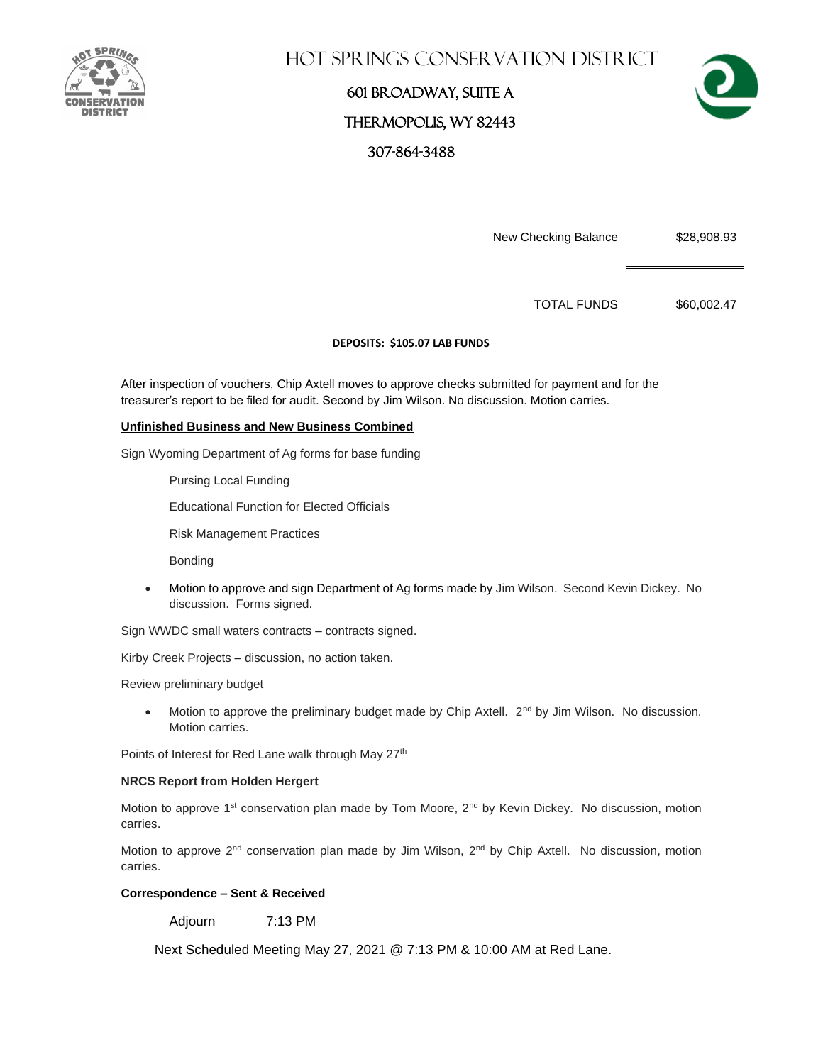# HOT SPRINGS CONSERVATION DISTRICT

601 BROADWAY, SUITE A

THERMOPOLIS, WY 82443

307-864-3488

| | |
|---|---|
| New Checking Balance | $28,908.93 |
| TOTAL FUNDS | $60,002.47 |

**DEPOSITS: $105.07 LAB FUNDS**

After inspection of vouchers, Chip Axtell moves to approve checks submitted for payment and for the treasurer's report to be filed for audit. Second by Jim Wilson. No discussion. Motion carries.

**Unfinished Business and New Business Combined**

Sign Wyoming Department of Ag forms for base funding

Pursing Local Funding

Educational Function for Elected Officials

Risk Management Practices

Bonding

- Motion to approve and sign Department of Ag forms made by Jim Wilson. Second Kevin Dickey. No discussion. Forms signed.

Sign WWDC small waters contracts – contracts signed.

Kirby Creek Projects – discussion, no action taken.

Review preliminary budget

- Motion to approve the preliminary budget made by Chip Axtell. 2nd by Jim Wilson. No discussion. Motion carries.

Points of Interest for Red Lane walk through May 27th

**NRCS Report from Holden Hergert**

Motion to approve 1st conservation plan made by Tom Moore, 2nd by Kevin Dickey. No discussion, motion carries.

Motion to approve 2nd conservation plan made by Jim Wilson, 2nd by Chip Axtell. No discussion, motion carries.

**Correspondence – Sent & Received**

Adjourn 7:13 PM

Next Scheduled Meeting May 27, 2021 @ 7:13 PM & 10:00 AM at Red Lane.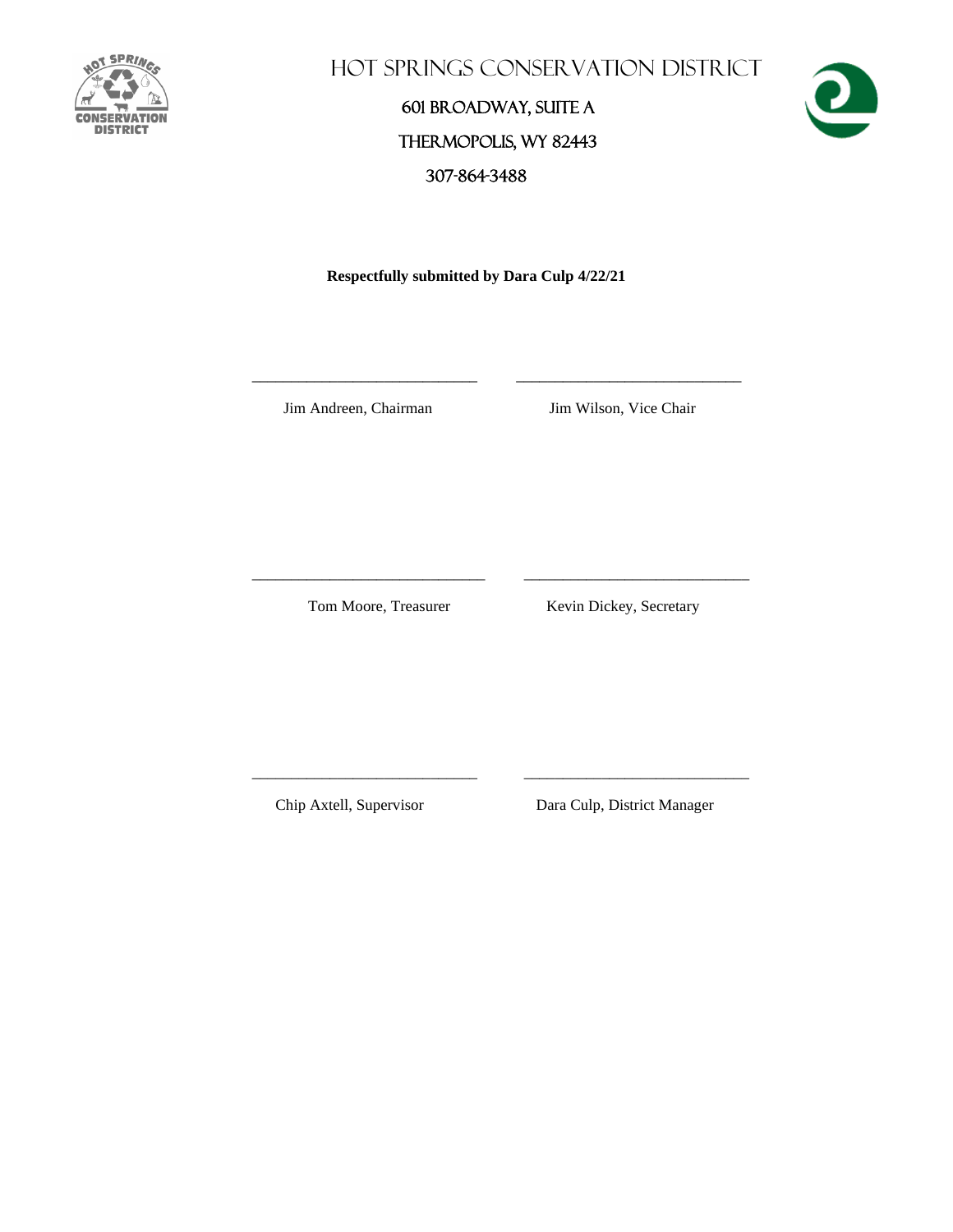# Hot Springs Conservation District

601 Broadway, Suite A

Thermopolis, WY 82443

307-864-3488

**Respectfully submitted by Dara Culp 4/22/21**

| | |
|---|---|
| ____________________________ | ____________________________ |
| Jim Andreen, Chairman | Jim Wilson, Vice Chair |
| ____________________________ | ____________________________ |
| Tom Moore, Treasurer | Kevin Dickey, Secretary |
| ____________________________ | ____________________________ |
| Chip Axtell, Supervisor | Dara Culp, District Manager |